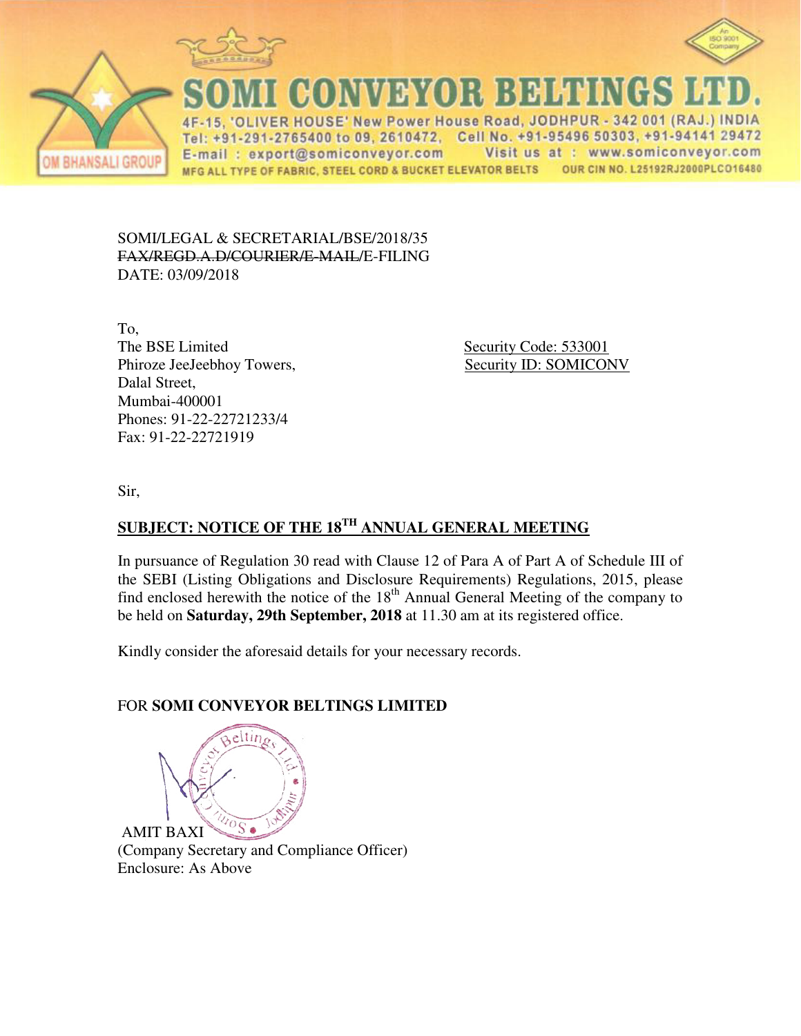# SOMI CONVEYOR BELTINGS LTD.

OM BHANSALI GROUP

4F-15, 'OLIVER HOUSE' New Power House Road, JODHPUR - 342 001 (RAJ.) INDIA
Tel: +91-291-2765400 to 09, 2610472, Cell No. +91-95496 50303, +91-94141 29472
E-mail : export@somiconveyor.com Visit us at : www.somiconveyor.com
MFG ALL TYPE OF FABRIC, STEEL CORD & BUCKET ELEVATOR BELTS OUR CIN NO. L25192RJ2000PLC016480

SOMI/LEGAL & SECRETARIAL/BSE/2018/35
~~FAX/REGD.A.D/COURIER/E-MAIL/~~E-FILING
DATE: 03/09/2018

To,
The BSE Limited
Phiroze JeeJeebhoy Towers,
Dalal Street,
Mumbai-400001
Phones: 91-22-22721233/4
Fax: 91-22-22721919

Security Code: 533001
Security ID: SOMICONV

Sir,

**SUBJECT: NOTICE OF THE 18TH ANNUAL GENERAL MEETING**

In pursuance of Regulation 30 read with Clause 12 of Para A of Part A of Schedule III of the SEBI (Listing Obligations and Disclosure Requirements) Regulations, 2015, please find enclosed herewith the notice of the 18th Annual General Meeting of the company to be held on **Saturday, 29th September, 2018** at 11.30 am at its registered office.

Kindly consider the aforesaid details for your necessary records.

FOR **SOMI CONVEYOR BELTINGS LIMITED**

AMIT BAXI
(Company Secretary and Compliance Officer)
Enclosure: As Above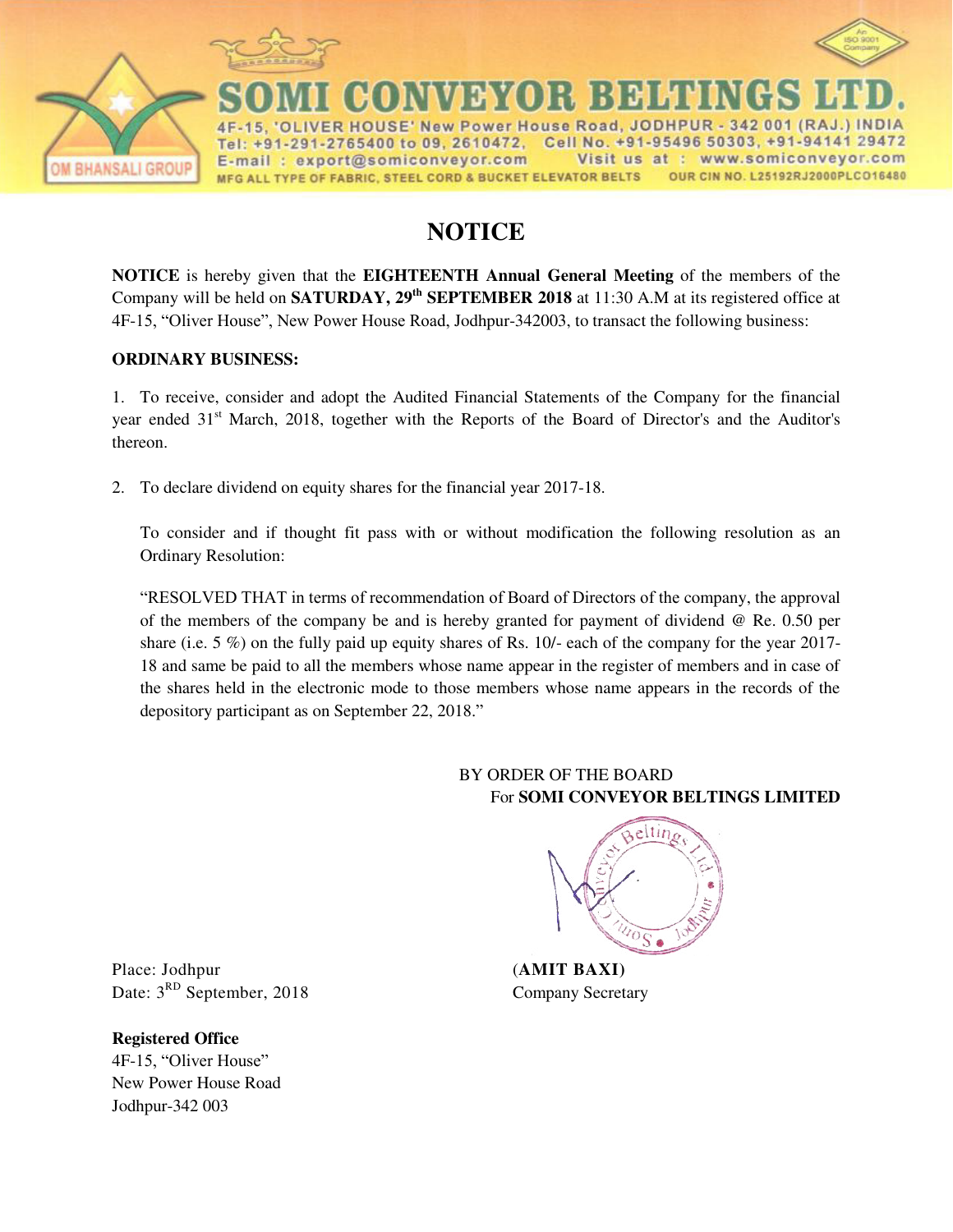SOMI CONVEYOR BELTINGS LTD.

4F-15, 'OLIVER HOUSE' New Power House Road, JODHPUR - 342 001 (RAJ.) INDIA
Tel: +91-291-2765400 to 09, 2610472, Cell No. +91-95496 50303, +91-94141 29472
E-mail : export@somiconveyor.com Visit us at : www.somiconveyor.com
MFG ALL TYPE OF FABRIC, STEEL CORD & BUCKET ELEVATOR BELTS OUR CIN NO. L25192RJ2000PLC016480

# NOTICE

**NOTICE** is hereby given that the **EIGHTEENTH Annual General Meeting** of the members of the Company will be held on **SATURDAY, 29th SEPTEMBER 2018** at 11:30 A.M at its registered office at 4F-15, "Oliver House", New Power House Road, Jodhpur-342003, to transact the following business:

**ORDINARY BUSINESS:**

1. To receive, consider and adopt the Audited Financial Statements of the Company for the financial year ended 31st March, 2018, together with the Reports of the Board of Director's and the Auditor's thereon.

2. To declare dividend on equity shares for the financial year 2017-18.

   To consider and if thought fit pass with or without modification the following resolution as an Ordinary Resolution:

   "RESOLVED THAT in terms of recommendation of Board of Directors of the company, the approval of the members of the company be and is hereby granted for payment of dividend @ Re. 0.50 per share (i.e. 5 %) on the fully paid up equity shares of Rs. 10/- each of the company for the year 2017-18 and same be paid to all the members whose name appear in the register of members and in case of the shares held in the electronic mode to those members whose name appears in the records of the depository participant as on September 22, 2018."

BY ORDER OF THE BOARD
For **SOMI CONVEYOR BELTINGS LIMITED**

**(AMIT BAXI)**
Company Secretary

Place: Jodhpur
Date: 3RD September, 2018

**Registered Office**
4F-15, "Oliver House"
New Power House Road
Jodhpur-342 003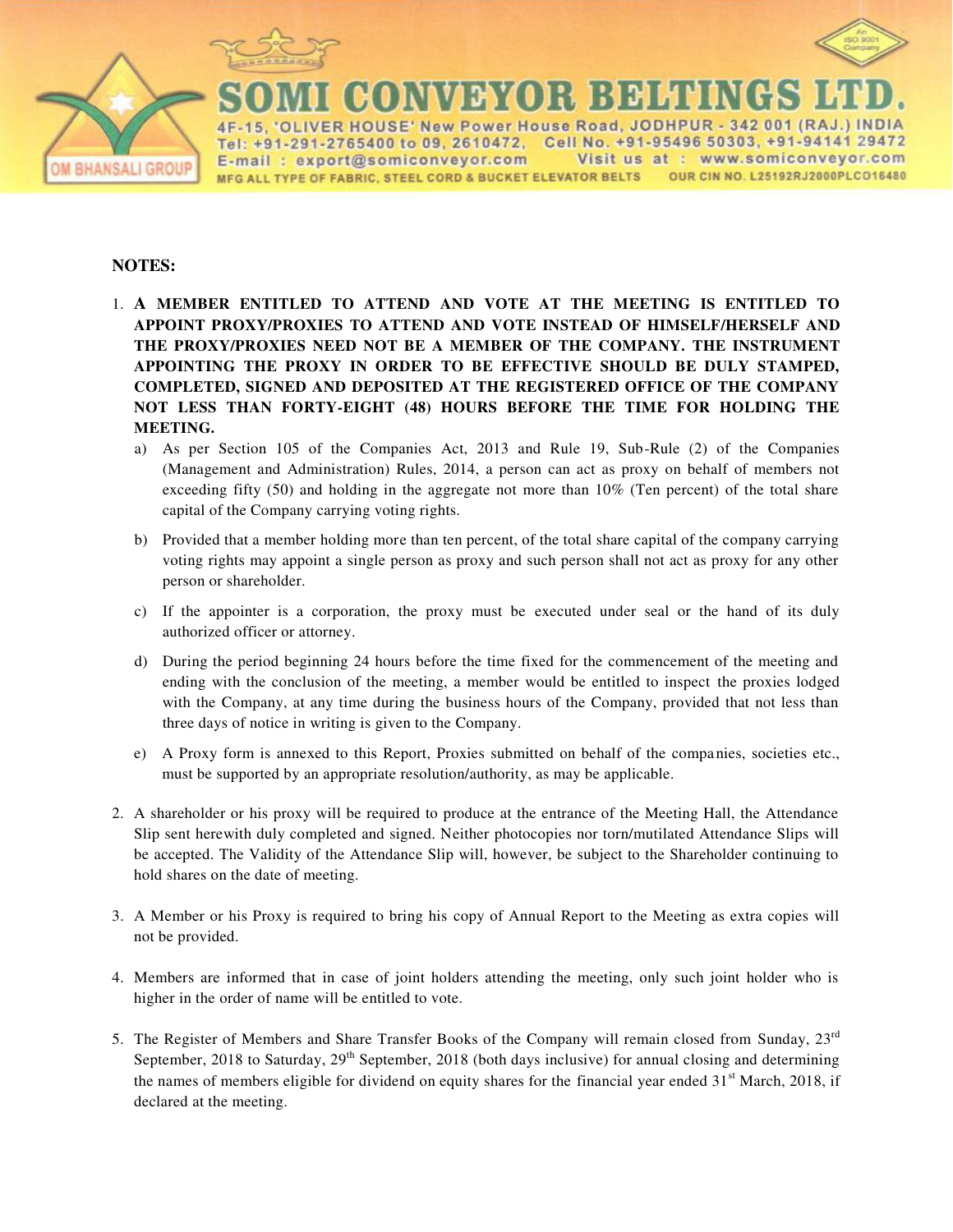**NOTES:**

1. **A MEMBER ENTITLED TO ATTEND AND VOTE AT THE MEETING IS ENTITLED TO APPOINT PROXY/PROXIES TO ATTEND AND VOTE INSTEAD OF HIMSELF/HERSELF AND THE PROXY/PROXIES NEED NOT BE A MEMBER OF THE COMPANY. THE INSTRUMENT APPOINTING THE PROXY IN ORDER TO BE EFFECTIVE SHOULD BE DULY STAMPED, COMPLETED, SIGNED AND DEPOSITED AT THE REGISTERED OFFICE OF THE COMPANY NOT LESS THAN FORTY-EIGHT (48) HOURS BEFORE THE TIME FOR HOLDING THE MEETING.**
   a) As per Section 105 of the Companies Act, 2013 and Rule 19, Sub-Rule (2) of the Companies (Management and Administration) Rules, 2014, a person can act as proxy on behalf of members not exceeding fifty (50) and holding in the aggregate not more than 10% (Ten percent) of the total share capital of the Company carrying voting rights.

   b) Provided that a member holding more than ten percent, of the total share capital of the company carrying voting rights may appoint a single person as proxy and such person shall not act as proxy for any other person or shareholder.

   c) If the appointer is a corporation, the proxy must be executed under seal or the hand of its duly authorized officer or attorney.

   d) During the period beginning 24 hours before the time fixed for the commencement of the meeting and ending with the conclusion of the meeting, a member would be entitled to inspect the proxies lodged with the Company, at any time during the business hours of the Company, provided that not less than three days of notice in writing is given to the Company.

   e) A Proxy form is annexed to this Report, Proxies submitted on behalf of the companies, societies etc., must be supported by an appropriate resolution/authority, as may be applicable.

2. A shareholder or his proxy will be required to produce at the entrance of the Meeting Hall, the Attendance Slip sent herewith duly completed and signed. Neither photocopies nor torn/mutilated Attendance Slips will be accepted. The Validity of the Attendance Slip will, however, be subject to the Shareholder continuing to hold shares on the date of meeting.

3. A Member or his Proxy is required to bring his copy of Annual Report to the Meeting as extra copies will not be provided.

4. Members are informed that in case of joint holders attending the meeting, only such joint holder who is higher in the order of name will be entitled to vote.

5. The Register of Members and Share Transfer Books of the Company will remain closed from Sunday, 23rd September, 2018 to Saturday, 29th September, 2018 (both days inclusive) for annual closing and determining the names of members eligible for dividend on equity shares for the financial year ended 31st March, 2018, if declared at the meeting.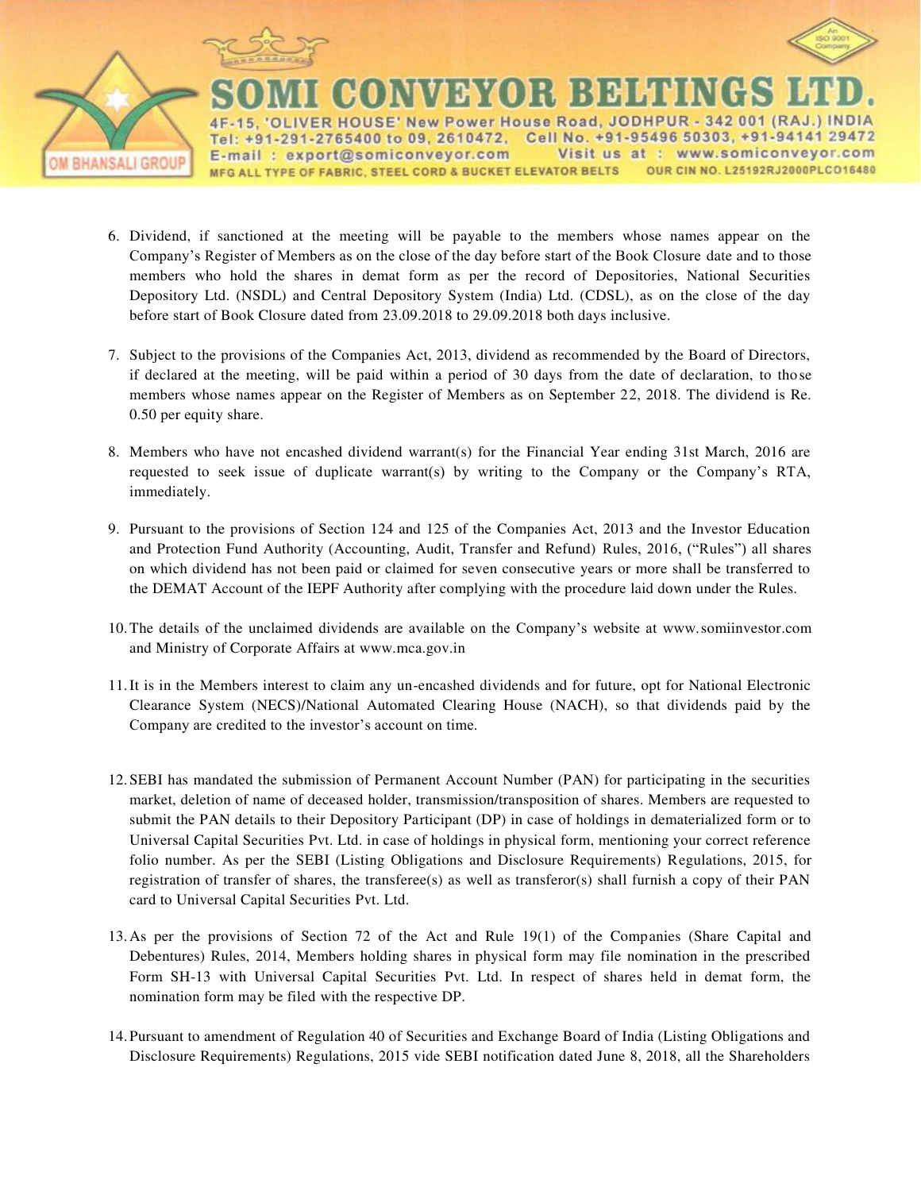6. Dividend, if sanctioned at the meeting will be payable to the members whose names appear on the Company's Register of Members as on the close of the day before start of the Book Closure date and to those members who hold the shares in demat form as per the record of Depositories, National Securities Depository Ltd. (NSDL) and Central Depository System (India) Ltd. (CDSL), as on the close of the day before start of Book Closure dated from 23.09.2018 to 29.09.2018 both days inclusive.

7. Subject to the provisions of the Companies Act, 2013, dividend as recommended by the Board of Directors, if declared at the meeting, will be paid within a period of 30 days from the date of declaration, to those members whose names appear on the Register of Members as on September 22, 2018. The dividend is Re. 0.50 per equity share.

8. Members who have not encashed dividend warrant(s) for the Financial Year ending 31st March, 2016 are requested to seek issue of duplicate warrant(s) by writing to the Company or the Company's RTA, immediately.

9. Pursuant to the provisions of Section 124 and 125 of the Companies Act, 2013 and the Investor Education and Protection Fund Authority (Accounting, Audit, Transfer and Refund) Rules, 2016, ("Rules") all shares on which dividend has not been paid or claimed for seven consecutive years or more shall be transferred to the DEMAT Account of the IEPF Authority after complying with the procedure laid down under the Rules.

10. The details of the unclaimed dividends are available on the Company's website at www.somiinvestor.com and Ministry of Corporate Affairs at www.mca.gov.in

11. It is in the Members interest to claim any un-encashed dividends and for future, opt for National Electronic Clearance System (NECS)/National Automated Clearing House (NACH), so that dividends paid by the Company are credited to the investor's account on time.

12. SEBI has mandated the submission of Permanent Account Number (PAN) for participating in the securities market, deletion of name of deceased holder, transmission/transposition of shares. Members are requested to submit the PAN details to their Depository Participant (DP) in case of holdings in dematerialized form or to Universal Capital Securities Pvt. Ltd. in case of holdings in physical form, mentioning your correct reference folio number. As per the SEBI (Listing Obligations and Disclosure Requirements) Regulations, 2015, for registration of transfer of shares, the transferee(s) as well as transferor(s) shall furnish a copy of their PAN card to Universal Capital Securities Pvt. Ltd.

13. As per the provisions of Section 72 of the Act and Rule 19(1) of the Companies (Share Capital and Debentures) Rules, 2014, Members holding shares in physical form may file nomination in the prescribed Form SH-13 with Universal Capital Securities Pvt. Ltd. In respect of shares held in demat form, the nomination form may be filed with the respective DP.

14. Pursuant to amendment of Regulation 40 of Securities and Exchange Board of India (Listing Obligations and Disclosure Requirements) Regulations, 2015 vide SEBI notification dated June 8, 2018, all the Shareholders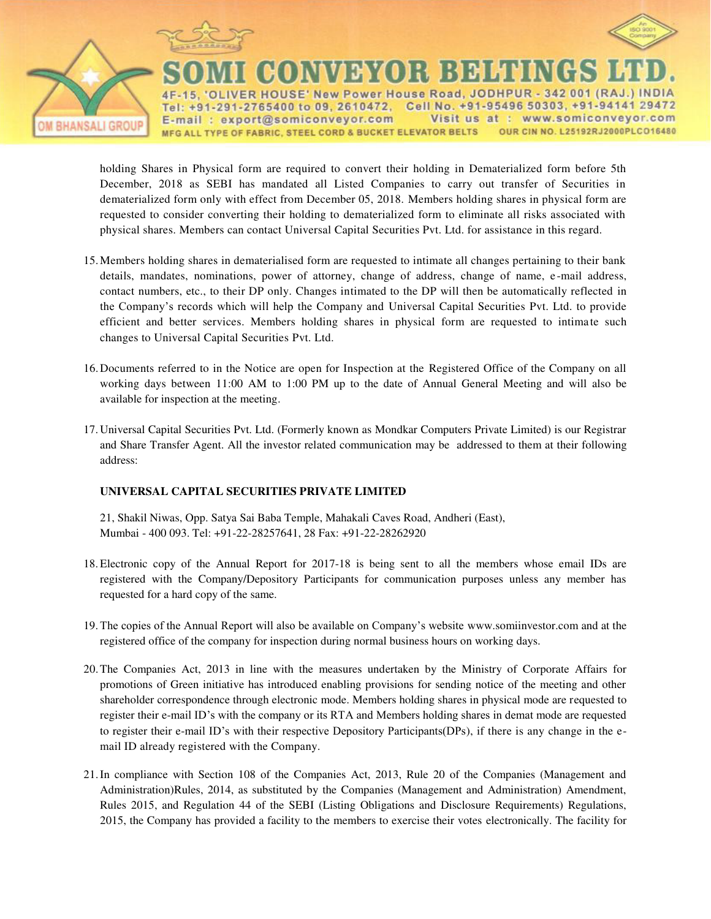holding Shares in Physical form are required to convert their holding in Dematerialized form before 5th December, 2018 as SEBI has mandated all Listed Companies to carry out transfer of Securities in dematerialized form only with effect from December 05, 2018. Members holding shares in physical form are requested to consider converting their holding to dematerialized form to eliminate all risks associated with physical shares. Members can contact Universal Capital Securities Pvt. Ltd. for assistance in this regard.

15. Members holding shares in dematerialised form are requested to intimate all changes pertaining to their bank details, mandates, nominations, power of attorney, change of address, change of name, e-mail address, contact numbers, etc., to their DP only. Changes intimated to the DP will then be automatically reflected in the Company's records which will help the Company and Universal Capital Securities Pvt. Ltd. to provide efficient and better services. Members holding shares in physical form are requested to intimate such changes to Universal Capital Securities Pvt. Ltd.

16. Documents referred to in the Notice are open for Inspection at the Registered Office of the Company on all working days between 11:00 AM to 1:00 PM up to the date of Annual General Meeting and will also be available for inspection at the meeting.

17. Universal Capital Securities Pvt. Ltd. (Formerly known as Mondkar Computers Private Limited) is our Registrar and Share Transfer Agent. All the investor related communication may be addressed to them at their following address:

    **UNIVERSAL CAPITAL SECURITIES PRIVATE LIMITED**

    21, Shakil Niwas, Opp. Satya Sai Baba Temple, Mahakali Caves Road, Andheri (East),
    Mumbai - 400 093. Tel: +91-22-28257641, 28 Fax: +91-22-28262920

18. Electronic copy of the Annual Report for 2017-18 is being sent to all the members whose email IDs are registered with the Company/Depository Participants for communication purposes unless any member has requested for a hard copy of the same.

19. The copies of the Annual Report will also be available on Company's website www.somiinvestor.com and at the registered office of the company for inspection during normal business hours on working days.

20. The Companies Act, 2013 in line with the measures undertaken by the Ministry of Corporate Affairs for promotions of Green initiative has introduced enabling provisions for sending notice of the meeting and other shareholder correspondence through electronic mode. Members holding shares in physical mode are requested to register their e-mail ID's with the company or its RTA and Members holding shares in demat mode are requested to register their e-mail ID's with their respective Depository Participants(DPs), if there is any change in the e-mail ID already registered with the Company.

21. In compliance with Section 108 of the Companies Act, 2013, Rule 20 of the Companies (Management and Administration)Rules, 2014, as substituted by the Companies (Management and Administration) Amendment, Rules 2015, and Regulation 44 of the SEBI (Listing Obligations and Disclosure Requirements) Regulations, 2015, the Company has provided a facility to the members to exercise their votes electronically. The facility for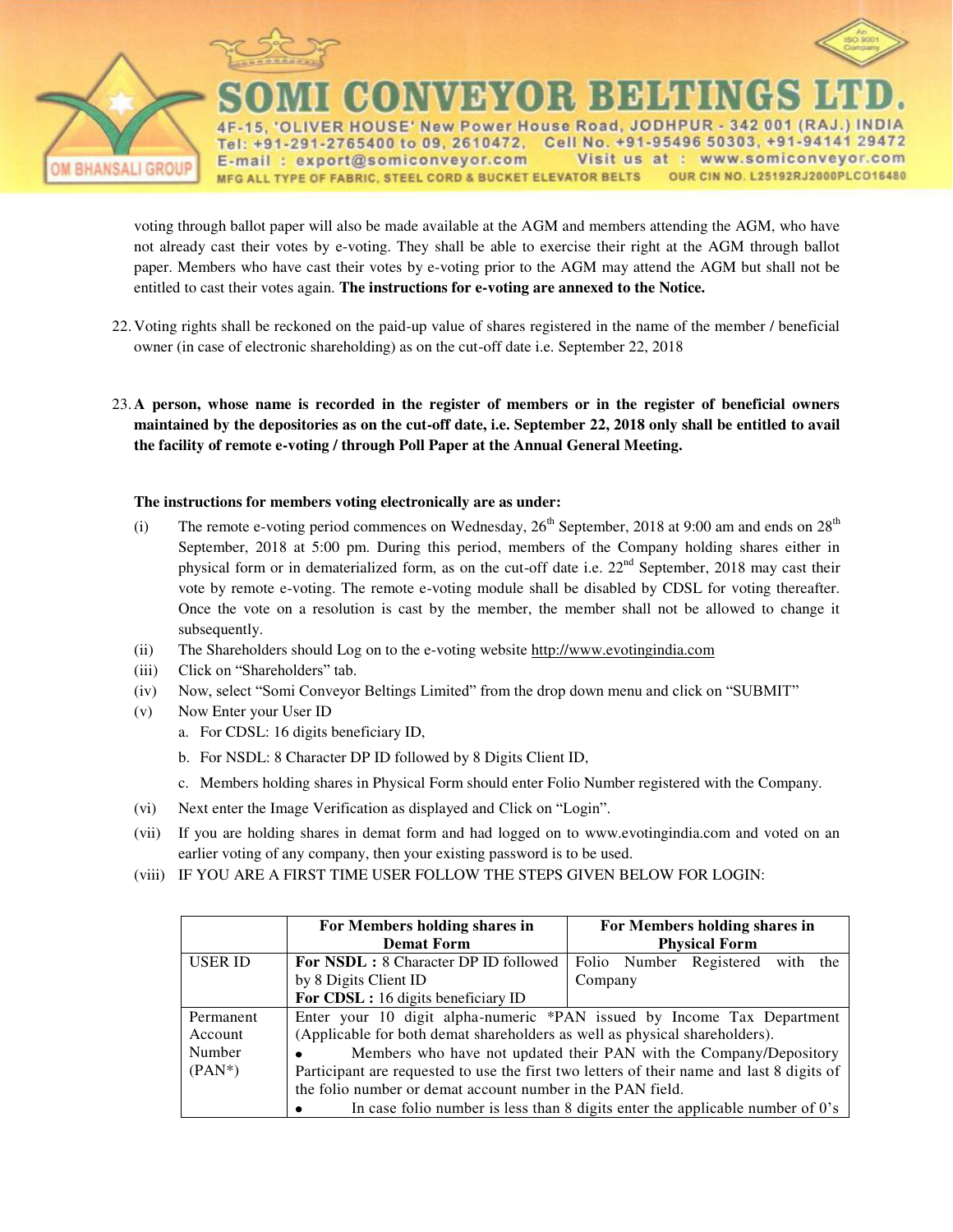voting through ballot paper will also be made available at the AGM and members attending the AGM, who have not already cast their votes by e-voting. They shall be able to exercise their right at the AGM through ballot paper. Members who have cast their votes by e-voting prior to the AGM may attend the AGM but shall not be entitled to cast their votes again. **The instructions for e-voting are annexed to the Notice.**

22. Voting rights shall be reckoned on the paid-up value of shares registered in the name of the member / beneficial owner (in case of electronic shareholding) as on the cut-off date i.e. September 22, 2018

23. **A person, whose name is recorded in the register of members or in the register of beneficial owners maintained by the depositories as on the cut-off date, i.e. September 22, 2018 only shall be entitled to avail the facility of remote e-voting / through Poll Paper at the Annual General Meeting.**

**The instructions for members voting electronically are as under:**

(i) The remote e-voting period commences on Wednesday, 26th September, 2018 at 9:00 am and ends on 28th September, 2018 at 5:00 pm. During this period, members of the Company holding shares either in physical form or in dematerialized form, as on the cut-off date i.e. 22nd September, 2018 may cast their vote by remote e-voting. The remote e-voting module shall be disabled by CDSL for voting thereafter. Once the vote on a resolution is cast by the member, the member shall not be allowed to change it subsequently.

(ii) The Shareholders should Log on to the e-voting website http://www.evotingindia.com

(iii) Click on "Shareholders" tab.

(iv) Now, select "Somi Conveyor Beltings Limited" from the drop down menu and click on "SUBMIT"

(v) Now Enter your User ID
   a. For CDSL: 16 digits beneficiary ID,
   b. For NSDL: 8 Character DP ID followed by 8 Digits Client ID,
   c. Members holding shares in Physical Form should enter Folio Number registered with the Company.

(vi) Next enter the Image Verification as displayed and Click on "Login".

(vii) If you are holding shares in demat form and had logged on to www.evotingindia.com and voted on an earlier voting of any company, then your existing password is to be used.

(viii) IF YOU ARE A FIRST TIME USER FOLLOW THE STEPS GIVEN BELOW FOR LOGIN:

| | **For Members holding shares in Demat Form** | **For Members holding shares in Physical Form** |
|---|---|---|
| USER ID | **For NSDL :** 8 Character DP ID followed by 8 Digits Client ID<br>**For CDSL :** 16 digits beneficiary ID | Folio Number Registered with the Company |
| Permanent Account Number (PAN*) | Enter your 10 digit alpha-numeric *PAN issued by Income Tax Department (Applicable for both demat shareholders as well as physical shareholders).<br>• Members who have not updated their PAN with the Company/Depository Participant are requested to use the first two letters of their name and last 8 digits of the folio number or demat account number in the PAN field.<br>• In case folio number is less than 8 digits enter the applicable number of 0's | |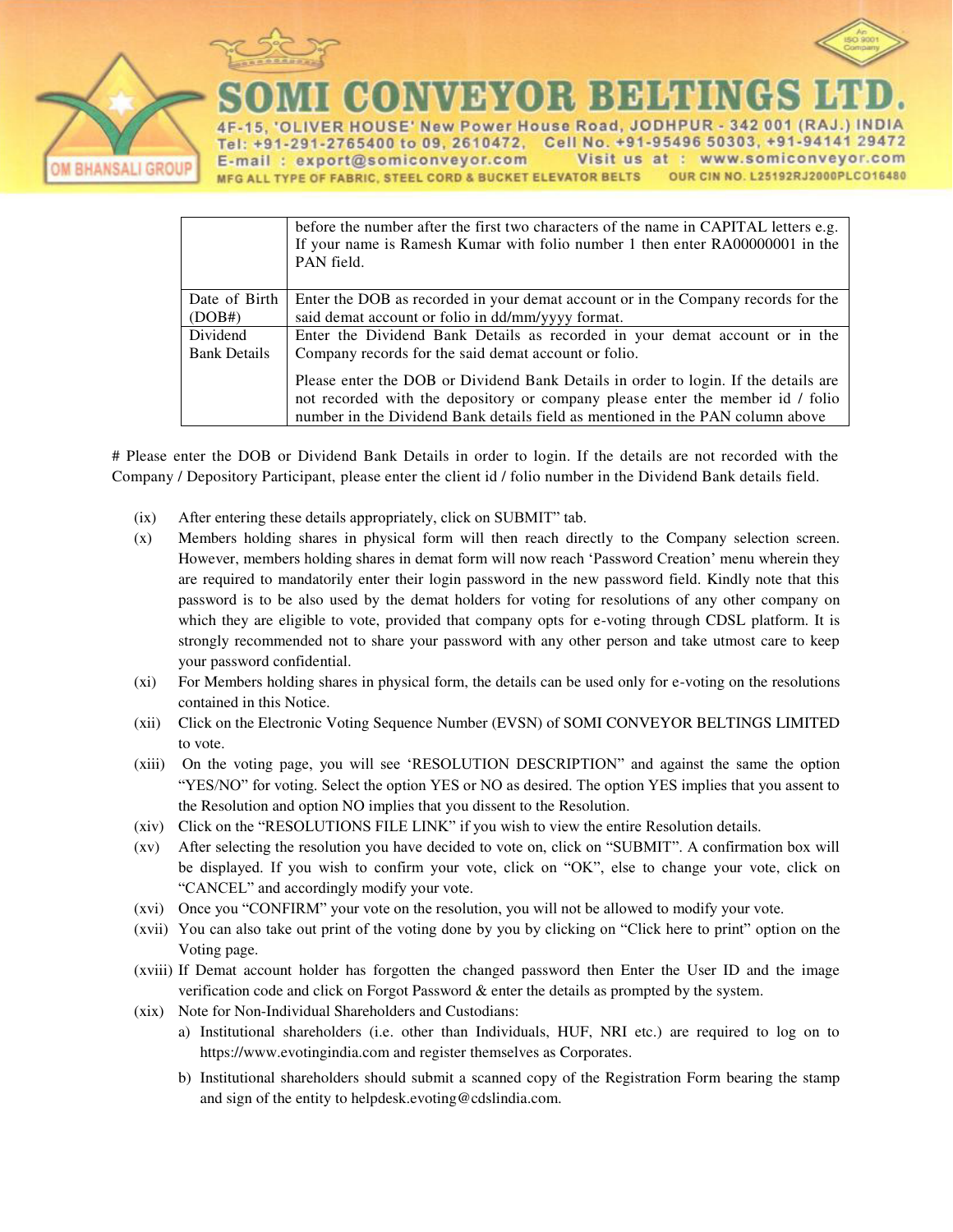| | |
|---|---|
| | before the number after the first two characters of the name in CAPITAL letters e.g. If your name is Ramesh Kumar with folio number 1 then enter RA00000001 in the PAN field. |
| Date of Birth (DOB#) | Enter the DOB as recorded in your demat account or in the Company records for the said demat account or folio in dd/mm/yyyy format. |
| Dividend Bank Details | Enter the Dividend Bank Details as recorded in your demat account or in the Company records for the said demat account or folio.<br><br>Please enter the DOB or Dividend Bank Details in order to login. If the details are not recorded with the depository or company please enter the member id / folio number in the Dividend Bank details field as mentioned in the PAN column above |

# Please enter the DOB or Dividend Bank Details in order to login. If the details are not recorded with the Company / Depository Participant, please enter the client id / folio number in the Dividend Bank details field.

(ix) After entering these details appropriately, click on SUBMIT" tab.

(x) Members holding shares in physical form will then reach directly to the Company selection screen. However, members holding shares in demat form will now reach 'Password Creation' menu wherein they are required to mandatorily enter their login password in the new password field. Kindly note that this password is to be also used by the demat holders for voting for resolutions of any other company on which they are eligible to vote, provided that company opts for e-voting through CDSL platform. It is strongly recommended not to share your password with any other person and take utmost care to keep your password confidential.

(xi) For Members holding shares in physical form, the details can be used only for e-voting on the resolutions contained in this Notice.

(xii) Click on the Electronic Voting Sequence Number (EVSN) of SOMI CONVEYOR BELTINGS LIMITED to vote.

(xiii) On the voting page, you will see 'RESOLUTION DESCRIPTION" and against the same the option "YES/NO" for voting. Select the option YES or NO as desired. The option YES implies that you assent to the Resolution and option NO implies that you dissent to the Resolution.

(xiv) Click on the "RESOLUTIONS FILE LINK" if you wish to view the entire Resolution details.

(xv) After selecting the resolution you have decided to vote on, click on "SUBMIT". A confirmation box will be displayed. If you wish to confirm your vote, click on "OK", else to change your vote, click on "CANCEL" and accordingly modify your vote.

(xvi) Once you "CONFIRM" your vote on the resolution, you will not be allowed to modify your vote.

(xvii) You can also take out print of the voting done by you by clicking on "Click here to print" option on the Voting page.

(xviii) If Demat account holder has forgotten the changed password then Enter the User ID and the image verification code and click on Forgot Password & enter the details as prompted by the system.

(xix) Note for Non-Individual Shareholders and Custodians:

a) Institutional shareholders (i.e. other than Individuals, HUF, NRI etc.) are required to log on to https://www.evotingindia.com and register themselves as Corporates.

b) Institutional shareholders should submit a scanned copy of the Registration Form bearing the stamp and sign of the entity to helpdesk.evoting@cdslindia.com.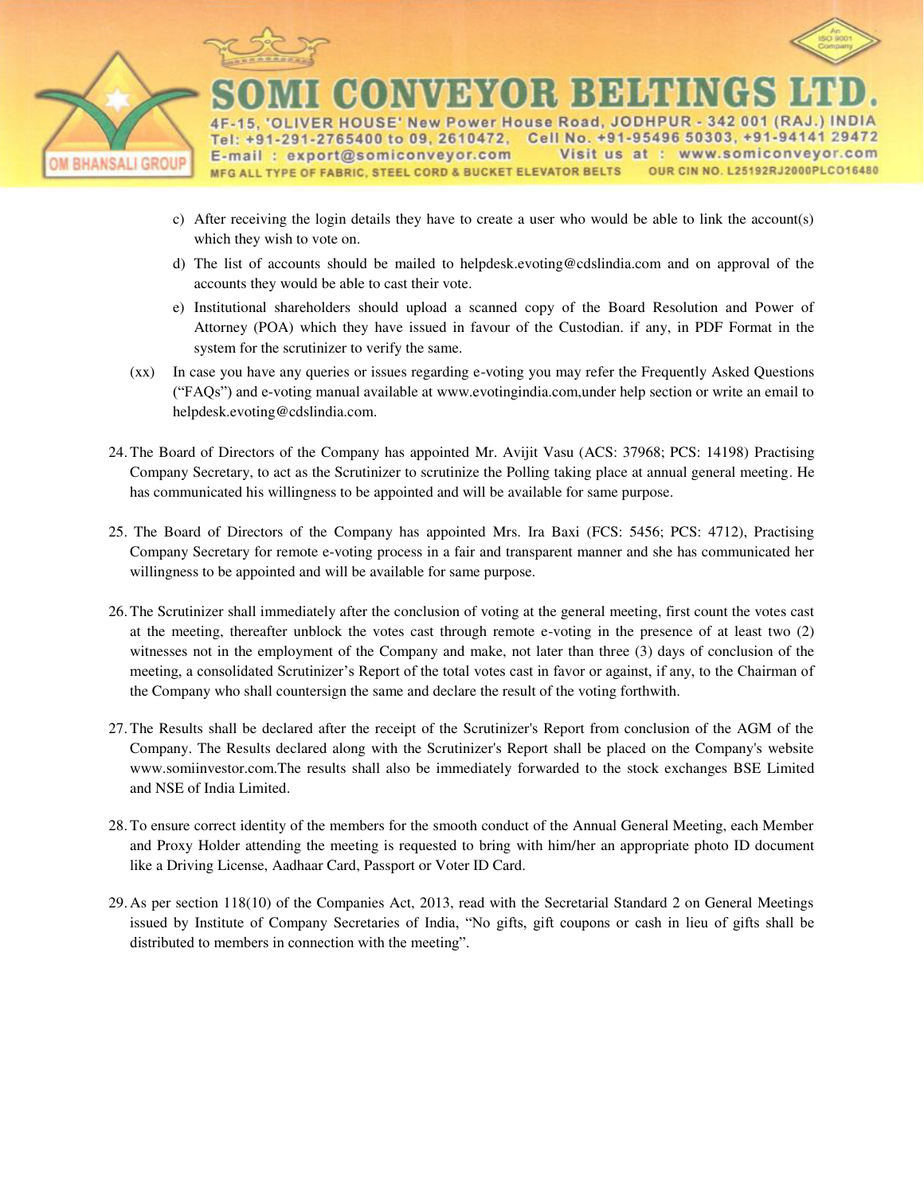c) After receiving the login details they have to create a user who would be able to link the account(s) which they wish to vote on.

d) The list of accounts should be mailed to helpdesk.evoting@cdslindia.com and on approval of the accounts they would be able to cast their vote.

e) Institutional shareholders should upload a scanned copy of the Board Resolution and Power of Attorney (POA) which they have issued in favour of the Custodian. if any, in PDF Format in the system for the scrutinizer to verify the same.

(xx) In case you have any queries or issues regarding e-voting you may refer the Frequently Asked Questions ("FAQs") and e-voting manual available at www.evotingindia.com,under help section or write an email to helpdesk.evoting@cdslindia.com.

24. The Board of Directors of the Company has appointed Mr. Avijit Vasu (ACS: 37968; PCS: 14198) Practising Company Secretary, to act as the Scrutinizer to scrutinize the Polling taking place at annual general meeting. He has communicated his willingness to be appointed and will be available for same purpose.

25. The Board of Directors of the Company has appointed Mrs. Ira Baxi (FCS: 5456; PCS: 4712), Practising Company Secretary for remote e-voting process in a fair and transparent manner and she has communicated her willingness to be appointed and will be available for same purpose.

26. The Scrutinizer shall immediately after the conclusion of voting at the general meeting, first count the votes cast at the meeting, thereafter unblock the votes cast through remote e-voting in the presence of at least two (2) witnesses not in the employment of the Company and make, not later than three (3) days of conclusion of the meeting, a consolidated Scrutinizer's Report of the total votes cast in favor or against, if any, to the Chairman of the Company who shall countersign the same and declare the result of the voting forthwith.

27. The Results shall be declared after the receipt of the Scrutinizer's Report from conclusion of the AGM of the Company. The Results declared along with the Scrutinizer's Report shall be placed on the Company's website www.somiinvestor.com.The results shall also be immediately forwarded to the stock exchanges BSE Limited and NSE of India Limited.

28. To ensure correct identity of the members for the smooth conduct of the Annual General Meeting, each Member and Proxy Holder attending the meeting is requested to bring with him/her an appropriate photo ID document like a Driving License, Aadhaar Card, Passport or Voter ID Card.

29. As per section 118(10) of the Companies Act, 2013, read with the Secretarial Standard 2 on General Meetings issued by Institute of Company Secretaries of India, "No gifts, gift coupons or cash in lieu of gifts shall be distributed to members in connection with the meeting".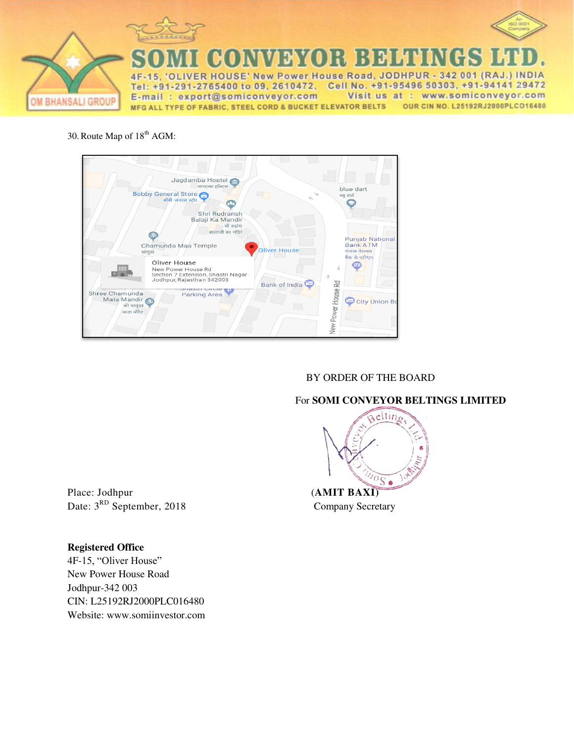# SOMI CONVEYOR BELTINGS LTD.

4F-15, 'OLIVER HOUSE' New Power House Road, JODHPUR - 342 001 (RAJ.) INDIA
Tel: +91-291-2765400 to 09, 2610472, Cell No. +91-95496 50303, +91-94141 29472
E-mail : export@somiconveyor.com Visit us at : www.somiconveyor.com
MFG ALL TYPE OF FABRIC, STEEL CORD & BUCKET ELEVATOR BELTS OUR CIN NO. L25192RJ2000PLC016480

30. Route Map of 18th AGM:

Oliver House
New Power House Rd
Section 7 Extension, Shastri Nagar
Jodhpur, Rajasthan 342003

BY ORDER OF THE BOARD

For **SOMI CONVEYOR BELTINGS LIMITED**

Place: Jodhpur
Date: 3RD September, 2018

**(AMIT BAXI)**
Company Secretary

**Registered Office**
4F-15, "Oliver House"
New Power House Road
Jodhpur-342 003
CIN: L25192RJ2000PLC016480
Website: www.somiinvestor.com